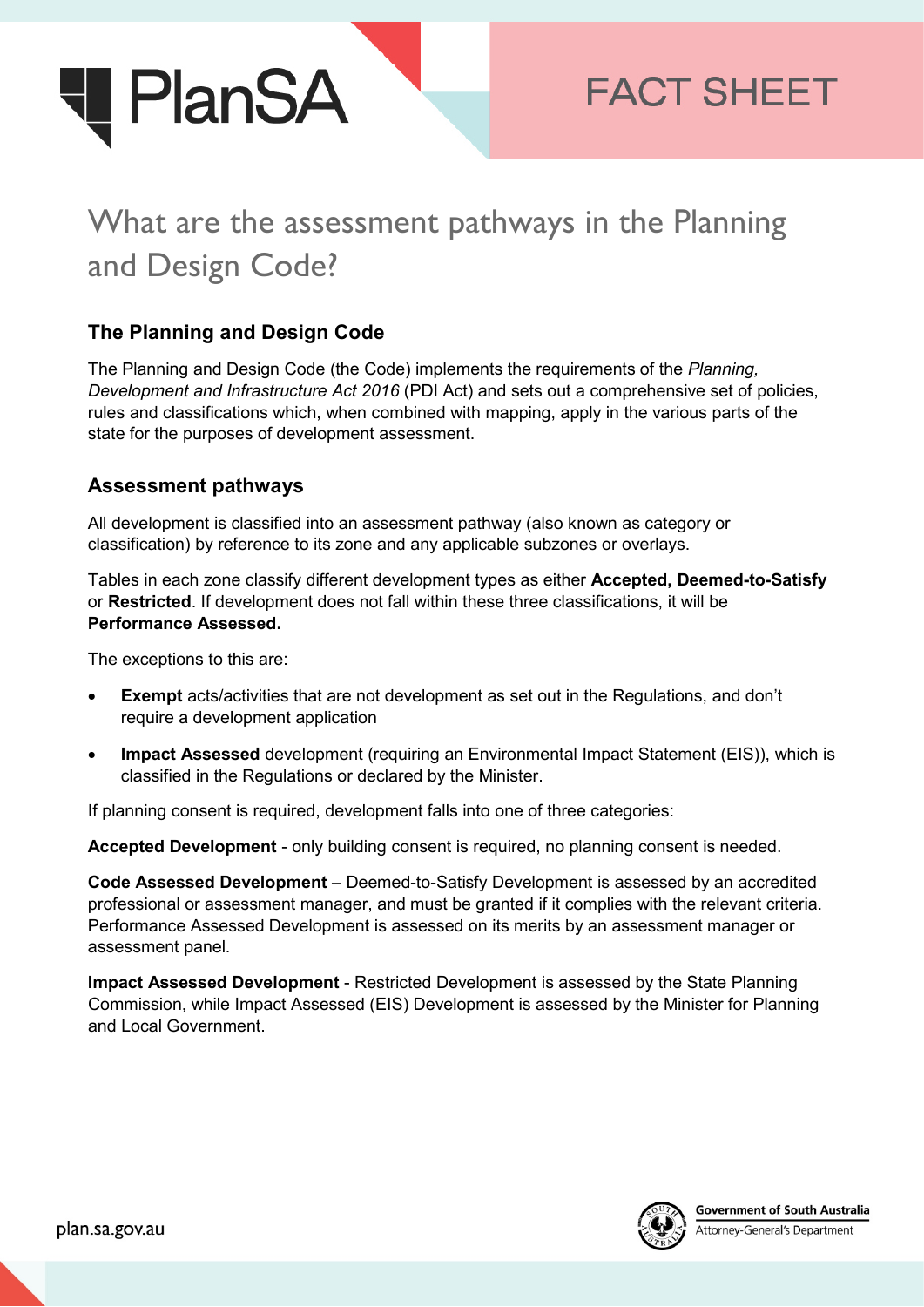FACT SHEET

# What are the assessment pathways in the Planning and Design Code?

## The Planning and Design Code

The Planning and Design Code (the Code) implements the requirements of the *Planning, Development and Infrastructure Act 2016* (PDI Act) and sets out a comprehensive set of policies, rules and classifications which, when combined with mapping, apply in the various parts of the state for the purposes of development assessment.

## Assessment pathways

All development is classified into an assessment pathway (also known as category or classification) by reference to its zone and any applicable subzones or overlays.

Tables in each zone classify different development types as either **Accepted, Deemed-to-Satisfy** or **Restricted**. If development does not fall within these three classifications, it will be **Performance Assessed.**

The exceptions to this are:

- **Exempt** acts/activities that are not development as set out in the Regulations, and don't require a development application
- **Impact Assessed** development (requiring an Environmental Impact Statement (EIS)), which is classified in the Regulations or declared by the Minister.

If planning consent is required, development falls into one of three categories:

**Accepted Development** - only building consent is required, no planning consent is needed.

**Code Assessed Development** – Deemed-to-Satisfy Development is assessed by an accredited professional or assessment manager, and must be granted if it complies with the relevant criteria. Performance Assessed Development is assessed on its merits by an assessment manager or assessment panel.

**Impact Assessed Development** - Restricted Development is assessed by the State Planning Commission, while Impact Assessed (EIS) Development is assessed by the Minister for Planning and Local Government.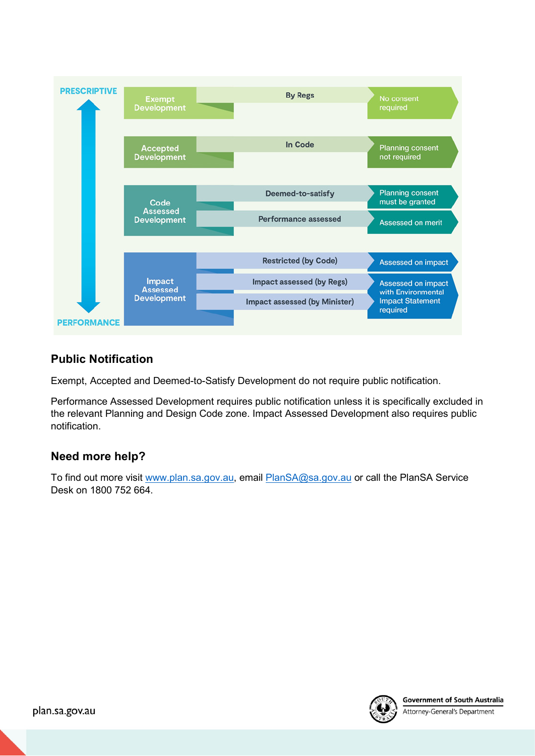PRESCRIPTIVE

PERFORMANCE

Exempt Development — By Regs — No consent required

Accepted Development — In Code — Planning consent not required

Code Assessed Development — Deemed-to-satisfy — Planning consent must be granted

Performance assessed — Assessed on merit

Impact Assessed Development — Restricted (by Code) — Assessed on impact

Impact assessed (by Regs)

Impact assessed (by Minister) — Assessed on impact with Environmental Impact Statement required

## Public Notification

Exempt, Accepted and Deemed-to-Satisfy Development do not require public notification.

Performance Assessed Development requires public notification unless it is specifically excluded in the relevant Planning and Design Code zone. Impact Assessed Development also requires public notification.

## Need more help?

To find out more visit www.plan.sa.gov.au, email PlanSA@sa.gov.au or call the PlanSA Service Desk on 1800 752 664.

plan.sa.gov.au

Government of South Australia
Attorney-General's Department